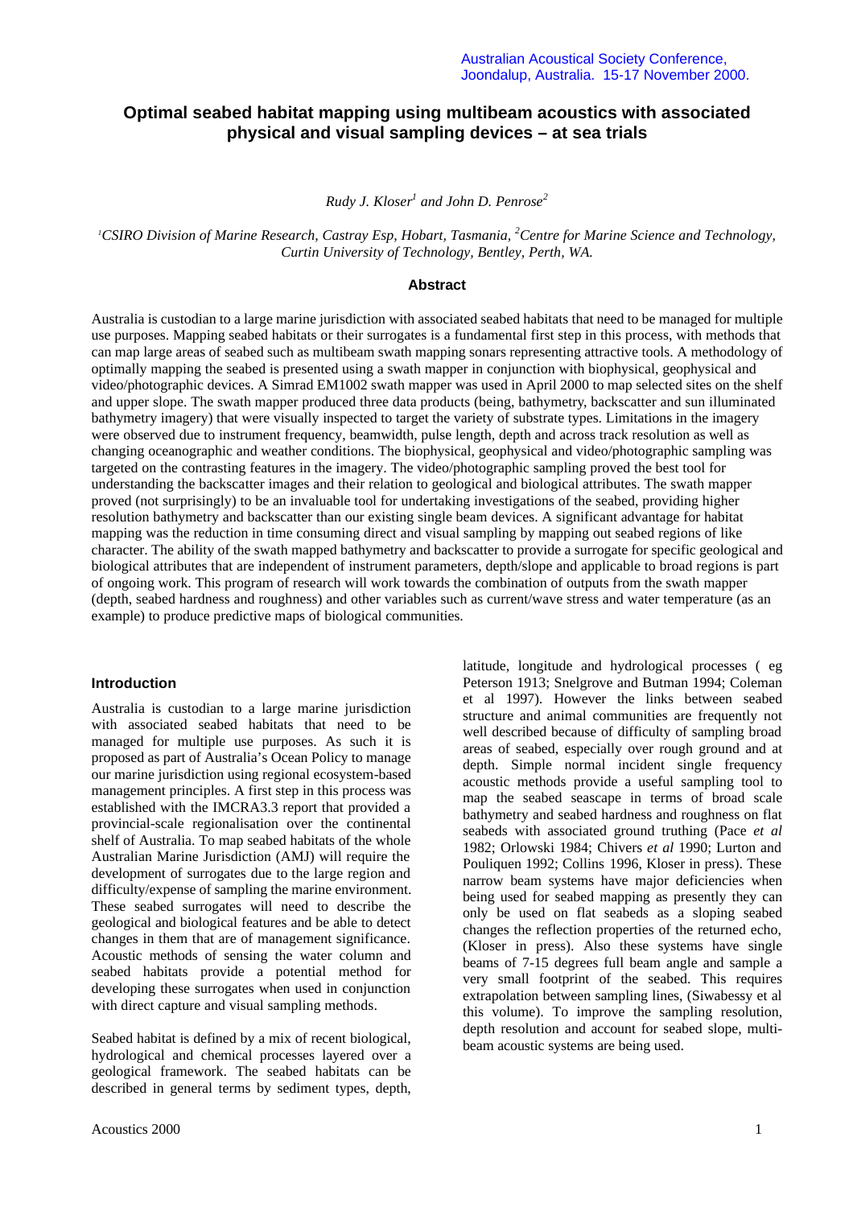# Optimal seabed habitat mapping using multibeam acoustics with associated physical and visual sampling devices – at sea trials

*Rudy J. Kloser[1] and John D. Penrose[2]*

*[1]CSIRO Division of Marine Research, Castray Esp, Hobart, Tasmania, [2]Centre for Marine Science and Technology, Curtin University of Technology, Bentley, Perth, WA.*

### Abstract

Australia is custodian to a large marine jurisdiction with associated seabed habitats that need to be managed for multiple use purposes. Mapping seabed habitats or their surrogates is a fundamental first step in this process, with methods that can map large areas of seabed such as multibeam swath mapping sonars representing attractive tools. A methodology of optimally mapping the seabed is presented using a swath mapper in conjunction with biophysical, geophysical and video/photographic devices. A Simrad EM1002 swath mapper was used in April 2000 to map selected sites on the shelf and upper slope. The swath mapper produced three data products (being, bathymetry, backscatter and sun illuminated bathymetry imagery) that were visually inspected to target the variety of substrate types. Limitations in the imagery were observed due to instrument frequency, beamwidth, pulse length, depth and across track resolution as well as changing oceanographic and weather conditions. The biophysical, geophysical and video/photographic sampling was targeted on the contrasting features in the imagery. The video/photographic sampling proved the best tool for understanding the backscatter images and their relation to geological and biological attributes. The swath mapper proved (not surprisingly) to be an invaluable tool for undertaking investigations of the seabed, providing higher resolution bathymetry and backscatter than our existing single beam devices. A significant advantage for habitat mapping was the reduction in time consuming direct and visual sampling by mapping out seabed regions of like character. The ability of the swath mapped bathymetry and backscatter to provide a surrogate for specific geological and biological attributes that are independent of instrument parameters, depth/slope and applicable to broad regions is part of ongoing work. This program of research will work towards the combination of outputs from the swath mapper (depth, seabed hardness and roughness) and other variables such as current/wave stress and water temperature (as an example) to produce predictive maps of biological communities.

### Introduction

Australia is custodian to a large marine jurisdiction with associated seabed habitats that need to be managed for multiple use purposes. As such it is proposed as part of Australia's Ocean Policy to manage our marine jurisdiction using regional ecosystem-based management principles. A first step in this process was established with the IMCRA3.3 report that provided a provincial-scale regionalisation over the continental shelf of Australia. To map seabed habitats of the whole Australian Marine Jurisdiction (AMJ) will require the development of surrogates due to the large region and difficulty/expense of sampling the marine environment. These seabed surrogates will need to describe the geological and biological features and be able to detect changes in them that are of management significance. Acoustic methods of sensing the water column and seabed habitats provide a potential method for developing these surrogates when used in conjunction with direct capture and visual sampling methods.

Seabed habitat is defined by a mix of recent biological, hydrological and chemical processes layered over a geological framework. The seabed habitats can be described in general terms by sediment types, depth, latitude, longitude and hydrological processes ( eg Peterson 1913; Snelgrove and Butman 1994; Coleman et al 1997). However the links between seabed structure and animal communities are frequently not well described because of difficulty of sampling broad areas of seabed, especially over rough ground and at depth. Simple normal incident single frequency acoustic methods provide a useful sampling tool to map the seabed seascape in terms of broad scale bathymetry and seabed hardness and roughness on flat seabeds with associated ground truthing (Pace *et al* 1982; Orlowski 1984; Chivers *et al* 1990; Lurton and Pouliquen 1992; Collins 1996, Kloser in press). These narrow beam systems have major deficiencies when being used for seabed mapping as presently they can only be used on flat seabeds as a sloping seabed changes the reflection properties of the returned echo, (Kloser in press). Also these systems have single beams of 7-15 degrees full beam angle and sample a very small footprint of the seabed. This requires extrapolation between sampling lines, (Siwabessy et al this volume). To improve the sampling resolution, depth resolution and account for seabed slope, multi-beam acoustic systems are being used.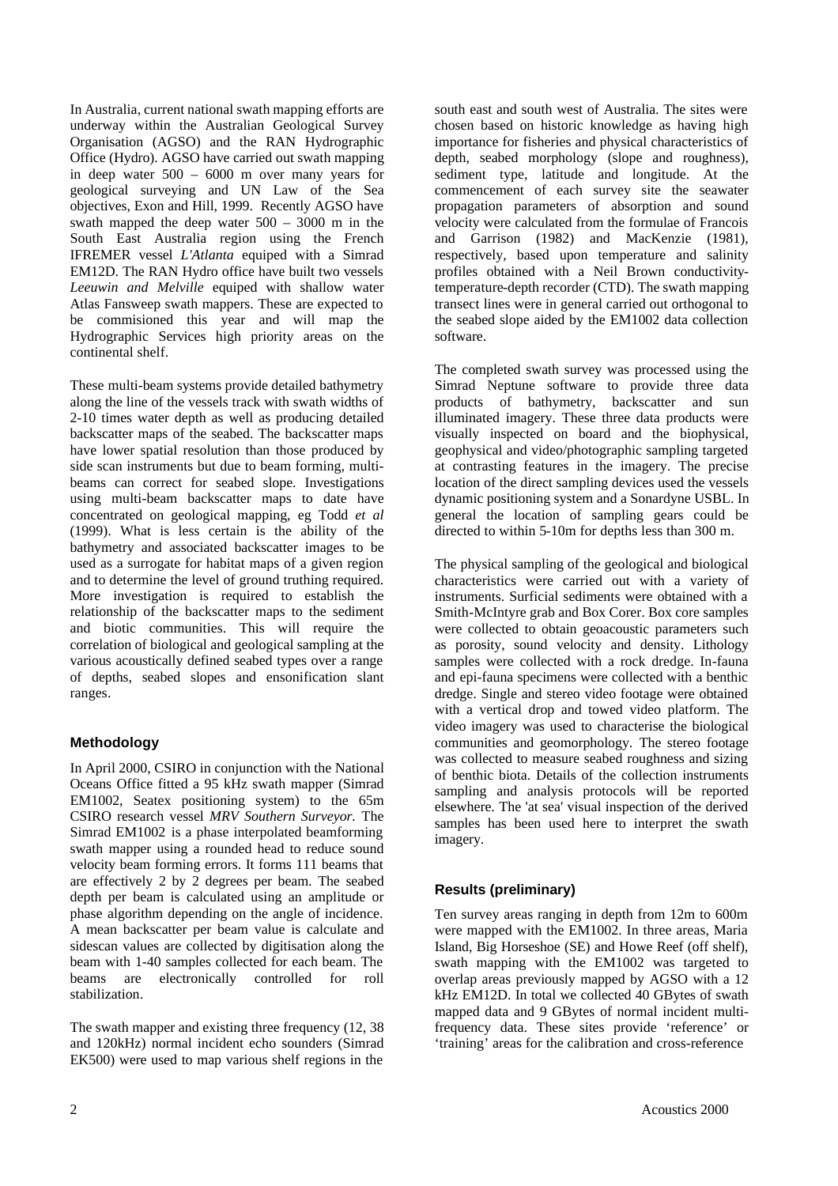In Australia, current national swath mapping efforts are underway within the Australian Geological Survey Organisation (AGSO) and the RAN Hydrographic Office (Hydro). AGSO have carried out swath mapping in deep water 500 – 6000 m over many years for geological surveying and UN Law of the Sea objectives, Exon and Hill, 1999. Recently AGSO have swath mapped the deep water 500 – 3000 m in the South East Australia region using the French IFREMER vessel *L'Atlanta* equiped with a Simrad EM12D. The RAN Hydro office have built two vessels *Leeuwin and Melville* equiped with shallow water Atlas Fansweep swath mappers. These are expected to be commisioned this year and will map the Hydrographic Services high priority areas on the continental shelf.

These multi-beam systems provide detailed bathymetry along the line of the vessels track with swath widths of 2-10 times water depth as well as producing detailed backscatter maps of the seabed. The backscatter maps have lower spatial resolution than those produced by side scan instruments but due to beam forming, multi-beams can correct for seabed slope. Investigations using multi-beam backscatter maps to date have concentrated on geological mapping, eg Todd *et al* (1999). What is less certain is the ability of the bathymetry and associated backscatter images to be used as a surrogate for habitat maps of a given region and to determine the level of ground truthing required. More investigation is required to establish the relationship of the backscatter maps to the sediment and biotic communities. This will require the correlation of biological and geological sampling at the various acoustically defined seabed types over a range of depths, seabed slopes and ensonification slant ranges.

## Methodology

In April 2000, CSIRO in conjunction with the National Oceans Office fitted a 95 kHz swath mapper (Simrad EM1002, Seatex positioning system) to the 65m CSIRO research vessel *MRV Southern Surveyor.* The Simrad EM1002 is a phase interpolated beamforming swath mapper using a rounded head to reduce sound velocity beam forming errors. It forms 111 beams that are effectively 2 by 2 degrees per beam. The seabed depth per beam is calculated using an amplitude or phase algorithm depending on the angle of incidence. A mean backscatter per beam value is calculate and sidescan values are collected by digitisation along the beam with 1-40 samples collected for each beam. The beams are electronically controlled for roll stabilization.

The swath mapper and existing three frequency (12, 38 and 120kHz) normal incident echo sounders (Simrad EK500) were used to map various shelf regions in the south east and south west of Australia. The sites were chosen based on historic knowledge as having high importance for fisheries and physical characteristics of depth, seabed morphology (slope and roughness), sediment type, latitude and longitude. At the commencement of each survey site the seawater propagation parameters of absorption and sound velocity were calculated from the formulae of Francois and Garrison (1982) and MacKenzie (1981), respectively, based upon temperature and salinity profiles obtained with a Neil Brown conductivity-temperature-depth recorder (CTD). The swath mapping transect lines were in general carried out orthogonal to the seabed slope aided by the EM1002 data collection software.

The completed swath survey was processed using the Simrad Neptune software to provide three data products of bathymetry, backscatter and sun illuminated imagery. These three data products were visually inspected on board and the biophysical, geophysical and video/photographic sampling targeted at contrasting features in the imagery. The precise location of the direct sampling devices used the vessels dynamic positioning system and a Sonardyne USBL. In general the location of sampling gears could be directed to within 5-10m for depths less than 300 m.

The physical sampling of the geological and biological characteristics were carried out with a variety of instruments. Surficial sediments were obtained with a Smith-McIntyre grab and Box Corer. Box core samples were collected to obtain geoacoustic parameters such as porosity, sound velocity and density. Lithology samples were collected with a rock dredge. In-fauna and epi-fauna specimens were collected with a benthic dredge. Single and stereo video footage were obtained with a vertical drop and towed video platform. The video imagery was used to characterise the biological communities and geomorphology. The stereo footage was collected to measure seabed roughness and sizing of benthic biota. Details of the collection instruments sampling and analysis protocols will be reported elsewhere. The 'at sea' visual inspection of the derived samples has been used here to interpret the swath imagery.

## Results (preliminary)

Ten survey areas ranging in depth from 12m to 600m were mapped with the EM1002. In three areas, Maria Island, Big Horseshoe (SE) and Howe Reef (off shelf), swath mapping with the EM1002 was targeted to overlap areas previously mapped by AGSO with a 12 kHz EM12D. In total we collected 40 GBytes of swath mapped data and 9 GBytes of normal incident multi-frequency data. These sites provide 'reference' or 'training' areas for the calibration and cross-reference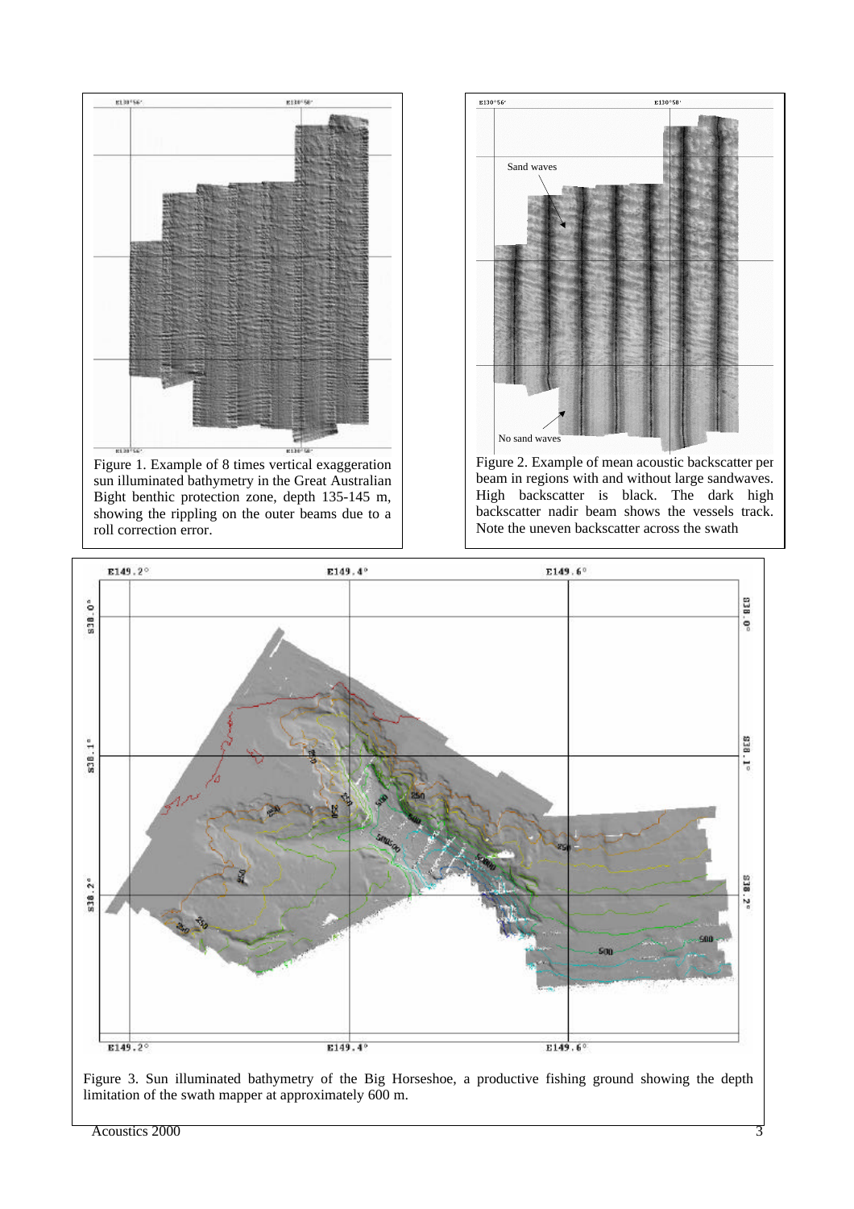Figure 1. Example of 8 times vertical exaggeration sun illuminated bathymetry in the Great Australian Bight benthic protection zone, depth 135-145 m, showing the rippling on the outer beams due to a roll correction error.

Figure 2. Example of mean acoustic backscatter per beam in regions with and without large sandwaves. High backscatter is black. The dark high backscatter nadir beam shows the vessels track. Note the uneven backscatter across the swath

Figure 3. Sun illuminated bathymetry of the Big Horseshoe, a productive fishing ground showing the depth limitation of the swath mapper at approximately 600 m.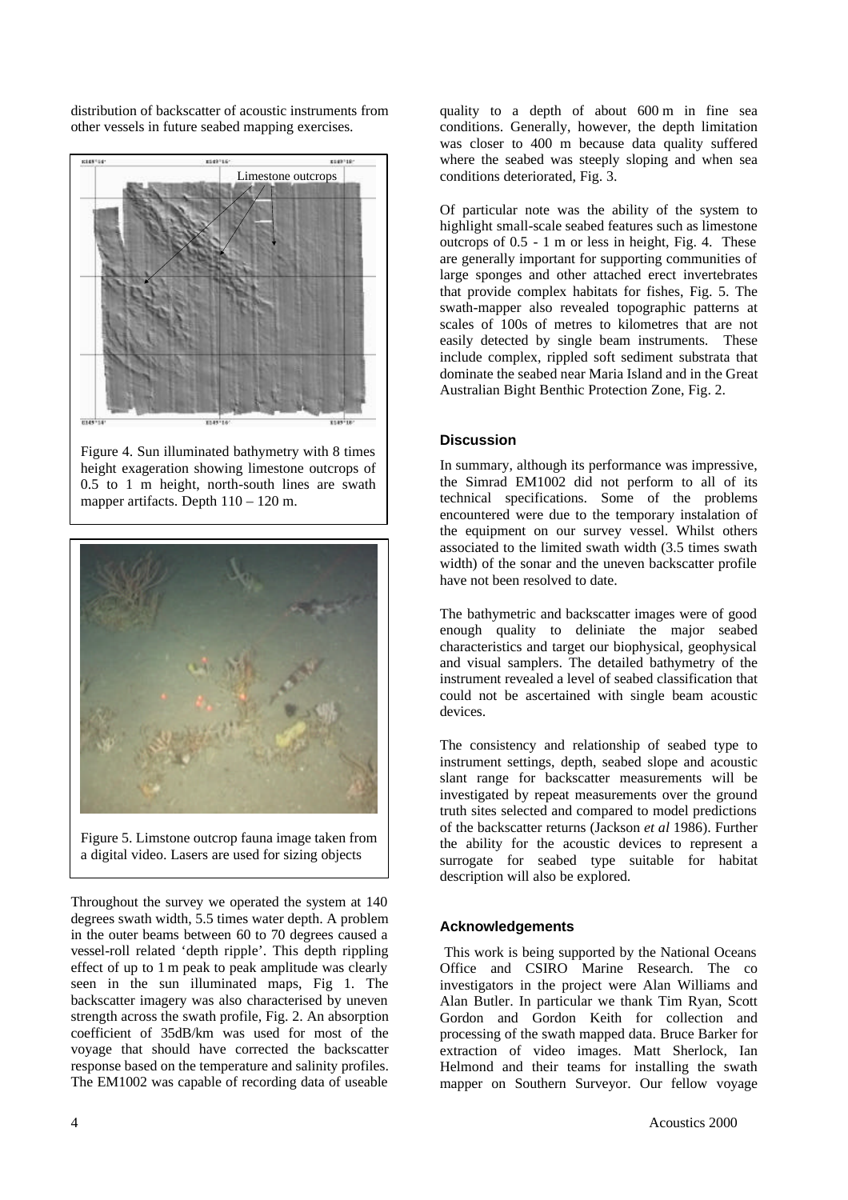distribution of backscatter of acoustic instruments from other vessels in future seabed mapping exercises.

Figure 4. Sun illuminated bathymetry with 8 times height exageration showing limestone outcrops of 0.5 to 1 m height, north-south lines are swath mapper artifacts. Depth 110 – 120 m.

Figure 5. Limstone outcrop fauna image taken from a digital video. Lasers are used for sizing objects

Throughout the survey we operated the system at 140 degrees swath width, 5.5 times water depth. A problem in the outer beams between 60 to 70 degrees caused a vessel-roll related 'depth ripple'. This depth rippling effect of up to 1 m peak to peak amplitude was clearly seen in the sun illuminated maps, Fig 1. The backscatter imagery was also characterised by uneven strength across the swath profile, Fig. 2. An absorption coefficient of 35dB/km was used for most of the voyage that should have corrected the backscatter response based on the temperature and salinity profiles. The EM1002 was capable of recording data of useable quality to a depth of about 600 m in fine sea conditions. Generally, however, the depth limitation was closer to 400 m because data quality suffered where the seabed was steeply sloping and when sea conditions deteriorated, Fig. 3.

Of particular note was the ability of the system to highlight small-scale seabed features such as limestone outcrops of 0.5 - 1 m or less in height, Fig. 4. These are generally important for supporting communities of large sponges and other attached erect invertebrates that provide complex habitats for fishes, Fig. 5. The swath-mapper also revealed topographic patterns at scales of 100s of metres to kilometres that are not easily detected by single beam instruments. These include complex, rippled soft sediment substrata that dominate the seabed near Maria Island and in the Great Australian Bight Benthic Protection Zone, Fig. 2.

### Discussion

In summary, although its performance was impressive, the Simrad EM1002 did not perform to all of its technical specifications. Some of the problems encountered were due to the temporary instalation of the equipment on our survey vessel. Whilst others associated to the limited swath width (3.5 times swath width) of the sonar and the uneven backscatter profile have not been resolved to date.

The bathymetric and backscatter images were of good enough quality to deliniate the major seabed characteristics and target our biophysical, geophysical and visual samplers. The detailed bathymetry of the instrument revealed a level of seabed classification that could not be ascertained with single beam acoustic devices.

The consistency and relationship of seabed type to instrument settings, depth, seabed slope and acoustic slant range for backscatter measurements will be investigated by repeat measurements over the ground truth sites selected and compared to model predictions of the backscatter returns (Jackson *et al* 1986). Further the ability for the acoustic devices to represent a surrogate for seabed type suitable for habitat description will also be explored.

### Acknowledgements

This work is being supported by the National Oceans Office and CSIRO Marine Research. The co investigators in the project were Alan Williams and Alan Butler. In particular we thank Tim Ryan, Scott Gordon and Gordon Keith for collection and processing of the swath mapped data. Bruce Barker for extraction of video images. Matt Sherlock, Ian Helmond and their teams for installing the swath mapper on Southern Surveyor. Our fellow voyage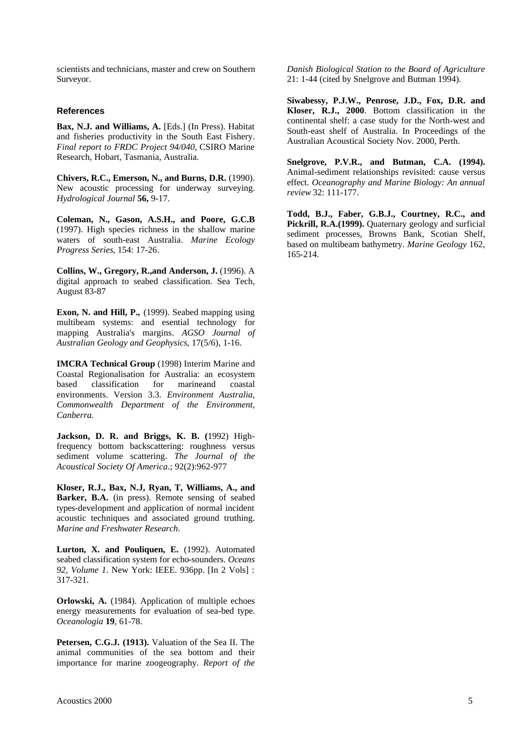scientists and technicians, master and crew on Southern Surveyor.

### References

**Bax, N.J. and Williams, A.** [Eds.] (In Press). Habitat and fisheries productivity in the South East Fishery. *Final report to FRDC Project 94/040*, CSIRO Marine Research, Hobart, Tasmania, Australia.

**Chivers, R.C., Emerson, N., and Burns, D.R.** (1990). New acoustic processing for underway surveying. *Hydrological Journal* **56,** 9-17.

**Coleman, N., Gason, A.S.H., and Poore, G.C.B** (1997). High species richness in the shallow marine waters of south-east Australia. *Marine Ecology Progress Series*, 154: 17-26.

**Collins, W., Gregory, R.,and Anderson, J.** (1996). A digital approach to seabed classification. Sea Tech, August 83-87

**Exon, N. and Hill, P.,** (1999). Seabed mapping using multibeam systems: and esential technology for mapping Australia's margins. *AGSO Journal of Australian Geology and Geophysics*, 17(5/6), 1-16.

**IMCRA Technical Group** (1998) Interim Marine and Coastal Regionalisation for Australia: an ecosystem based classification for marineand coastal environments. Version 3.3. *Environment Australia, Commonwealth Department of the Environment, Canberra.*

**Jackson, D. R. and Briggs, K. B. (**1992) High-frequency bottom backscattering: roughness versus sediment volume scattering. *The Journal of the Acoustical Society Of America*.; 92(2):962-977

**Kloser, R.J., Bax, N.J, Ryan, T, Williams, A., and Barker, B.A.** (in press). Remote sensing of seabed types-development and application of normal incident acoustic techniques and associated ground truthing. *Marine and Freshwater Research*.

**Lurton, X. and Pouliquen, E.** (1992). Automated seabed classification system for echo-sounders. *Oceans 92, Volume 1*. New York: IEEE. 936pp. [In 2 Vols] : 317-321.

**Orlowski, A.** (1984). Application of multiple echoes energy measurements for evaluation of sea-bed type. *Oceanologia* **19**, 61-78.

**Petersen, C.G.J. (1913).** Valuation of the Sea II. The animal communities of the sea bottom and their importance for marine zoogeography. *Report of the Danish Biological Station to the Board of Agriculture* 21: 1-44 (cited by Snelgrove and Butman 1994).

**Siwabessy, P.J.W., Penrose, J.D., Fox, D.R. and Kloser, R.J., 2000**. Bottom classification in the continental shelf: a case study for the North-west and South-east shelf of Australia. In Proceedings of the Australian Acoustical Society Nov. 2000, Perth.

**Snelgrove, P.V.R., and Butman, C.A. (1994).** Animal-sediment relationships revisited: cause versus effect. *Oceanography and Marine Biology: An annual review* 32: 111-177.

**Todd, B.J., Faber, G.B.J., Courtney, R.C., and Pickrill, R.A.(1999).** Quaternary geology and surficial sediment processes, Browns Bank, Scotian Shelf, based on multibeam bathymetry. *Marine Geology* 162, 165-214.